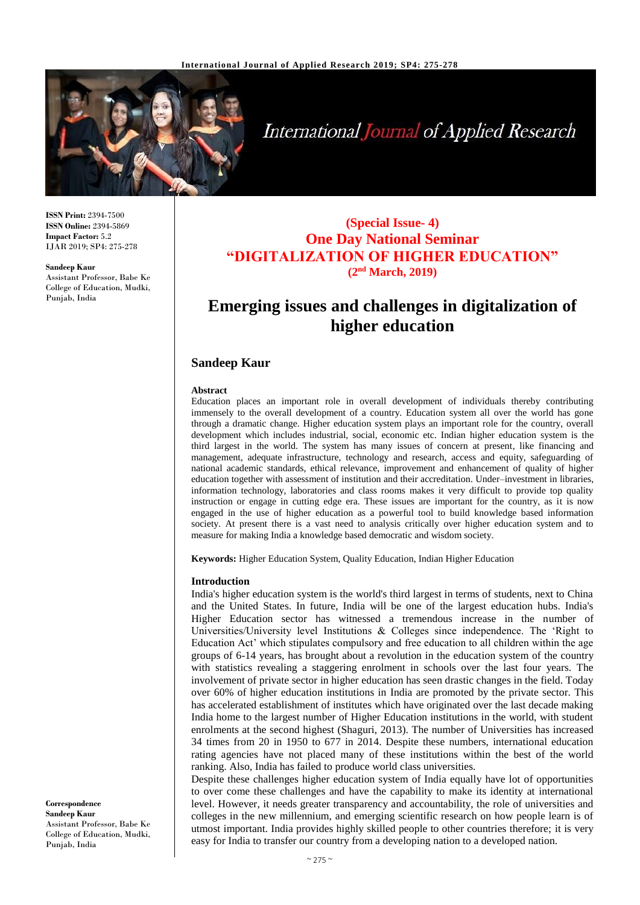**ISSN Print:** 2394-7500
**ISSN Online:** 2394-5869
**Impact Factor:** 5.2
IJAR 2019; SP4: 275-278

**Sandeep Kaur**
Assistant Professor, Babe Ke College of Education, Mudki, Punjab, India

**Correspondence**
**Sandeep Kaur**
Assistant Professor, Babe Ke College of Education, Mudki, Punjab, India

**(Special Issue- 4)**
**One Day National Seminar**
**"DIGITALIZATION OF HIGHER EDUCATION"**
**(2nd March, 2019)**

# Emerging issues and challenges in digitalization of higher education

## Sandeep Kaur

### Abstract

Education places an important role in overall development of individuals thereby contributing immensely to the overall development of a country. Education system all over the world has gone through a dramatic change. Higher education system plays an important role for the country, overall development which includes industrial, social, economic etc. Indian higher education system is the third largest in the world. The system has many issues of concern at present, like financing and management, adequate infrastructure, technology and research, access and equity, safeguarding of national academic standards, ethical relevance, improvement and enhancement of quality of higher education together with assessment of institution and their accreditation. Under–investment in libraries, information technology, laboratories and class rooms makes it very difficult to provide top quality instruction or engage in cutting edge era. These issues are important for the country, as it is now engaged in the use of higher education as a powerful tool to build knowledge based information society. At present there is a vast need to analysis critically over higher education system and to measure for making India a knowledge based democratic and wisdom society.

**Keywords:** Higher Education System, Quality Education, Indian Higher Education

### Introduction

India's higher education system is the world's third largest in terms of students, next to China and the United States. In future, India will be one of the largest education hubs. India's Higher Education sector has witnessed a tremendous increase in the number of Universities/University level Institutions & Colleges since independence. The 'Right to Education Act' which stipulates compulsory and free education to all children within the age groups of 6-14 years, has brought about a revolution in the education system of the country with statistics revealing a staggering enrolment in schools over the last four years. The involvement of private sector in higher education has seen drastic changes in the field. Today over 60% of higher education institutions in India are promoted by the private sector. This has accelerated establishment of institutes which have originated over the last decade making India home to the largest number of Higher Education institutions in the world, with student enrolments at the second highest (Shaguri, 2013). The number of Universities has increased 34 times from 20 in 1950 to 677 in 2014. Despite these numbers, international education rating agencies have not placed many of these institutions within the best of the world ranking. Also, India has failed to produce world class universities.

Despite these challenges higher education system of India equally have lot of opportunities to over come these challenges and have the capability to make its identity at international level. However, it needs greater transparency and accountability, the role of universities and colleges in the new millennium, and emerging scientific research on how people learn is of utmost important. India provides highly skilled people to other countries therefore; it is very easy for India to transfer our country from a developing nation to a developed nation.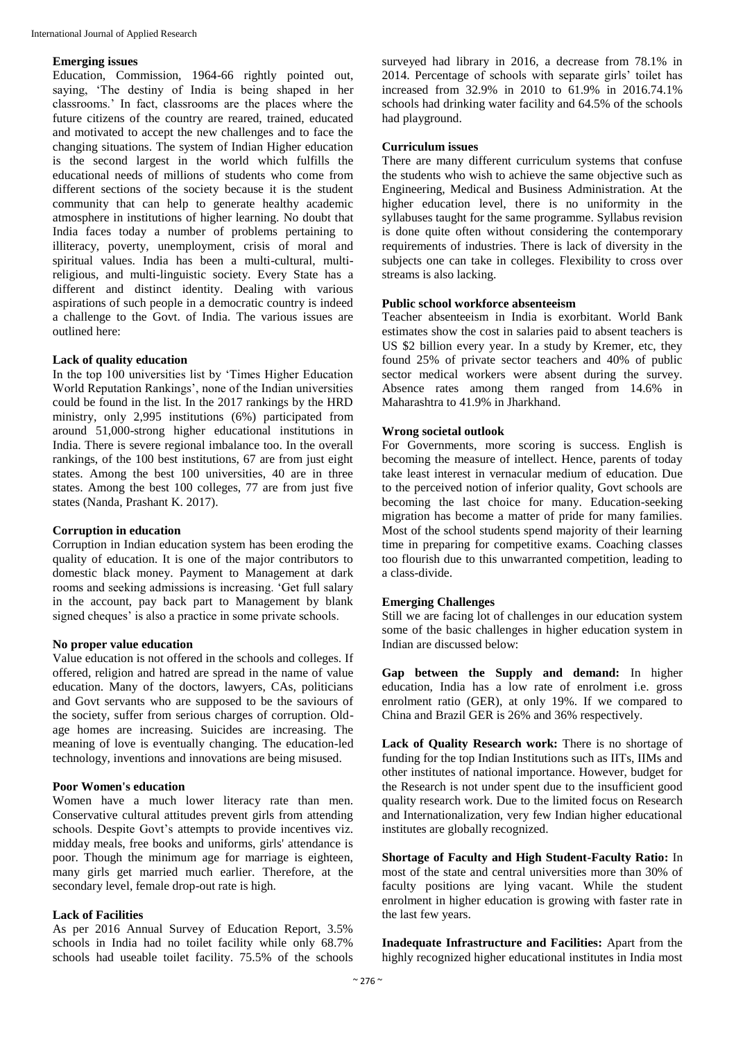### Emerging issues

Education, Commission, 1964-66 rightly pointed out, saying, 'The destiny of India is being shaped in her classrooms.' In fact, classrooms are the places where the future citizens of the country are reared, trained, educated and motivated to accept the new challenges and to face the changing situations. The system of Indian Higher education is the second largest in the world which fulfills the educational needs of millions of students who come from different sections of the society because it is the student community that can help to generate healthy academic atmosphere in institutions of higher learning. No doubt that India faces today a number of problems pertaining to illiteracy, poverty, unemployment, crisis of moral and spiritual values. India has been a multi-cultural, multi-religious, and multi-linguistic society. Every State has a different and distinct identity. Dealing with various aspirations of such people in a democratic country is indeed a challenge to the Govt. of India. The various issues are outlined here:

### Lack of quality education

In the top 100 universities list by 'Times Higher Education World Reputation Rankings', none of the Indian universities could be found in the list. In the 2017 rankings by the HRD ministry, only 2,995 institutions (6%) participated from around 51,000-strong higher educational institutions in India. There is severe regional imbalance too. In the overall rankings, of the 100 best institutions, 67 are from just eight states. Among the best 100 universities, 40 are in three states. Among the best 100 colleges, 77 are from just five states (Nanda, Prashant K. 2017).

### Corruption in education

Corruption in Indian education system has been eroding the quality of education. It is one of the major contributors to domestic black money. Payment to Management at dark rooms and seeking admissions is increasing. 'Get full salary in the account, pay back part to Management by blank signed cheques' is also a practice in some private schools.

### No proper value education

Value education is not offered in the schools and colleges. If offered, religion and hatred are spread in the name of value education. Many of the doctors, lawyers, CAs, politicians and Govt servants who are supposed to be the saviours of the society, suffer from serious charges of corruption. Old-age homes are increasing. Suicides are increasing. The meaning of love is eventually changing. The education-led technology, inventions and innovations are being misused.

### Poor Women's education

Women have a much lower literacy rate than men. Conservative cultural attitudes prevent girls from attending schools. Despite Govt's attempts to provide incentives viz. midday meals, free books and uniforms, girls' attendance is poor. Though the minimum age for marriage is eighteen, many girls get married much earlier. Therefore, at the secondary level, female drop-out rate is high.

### Lack of Facilities

As per 2016 Annual Survey of Education Report, 3.5% schools in India had no toilet facility while only 68.7% schools had useable toilet facility. 75.5% of the schools surveyed had library in 2016, a decrease from 78.1% in 2014. Percentage of schools with separate girls' toilet has increased from 32.9% in 2010 to 61.9% in 2016.74.1% schools had drinking water facility and 64.5% of the schools had playground.

### Curriculum issues

There are many different curriculum systems that confuse the students who wish to achieve the same objective such as Engineering, Medical and Business Administration. At the higher education level, there is no uniformity in the syllabuses taught for the same programme. Syllabus revision is done quite often without considering the contemporary requirements of industries. There is lack of diversity in the subjects one can take in colleges. Flexibility to cross over streams is also lacking.

### Public school workforce absenteeism

Teacher absenteeism in India is exorbitant. World Bank estimates show the cost in salaries paid to absent teachers is US $2 billion every year. In a study by Kremer, etc, they found 25% of private sector teachers and 40% of public sector medical workers were absent during the survey. Absence rates among them ranged from 14.6% in Maharashtra to 41.9% in Jharkhand.

### Wrong societal outlook

For Governments, more scoring is success. English is becoming the measure of intellect. Hence, parents of today take least interest in vernacular medium of education. Due to the perceived notion of inferior quality, Govt schools are becoming the last choice for many. Education-seeking migration has become a matter of pride for many families. Most of the school students spend majority of their learning time in preparing for competitive exams. Coaching classes too flourish due to this unwarranted competition, leading to a class-divide.

### Emerging Challenges

Still we are facing lot of challenges in our education system some of the basic challenges in higher education system in Indian are discussed below:

**Gap between the Supply and demand:** In higher education, India has a low rate of enrolment i.e. gross enrolment ratio (GER), at only 19%. If we compared to China and Brazil GER is 26% and 36% respectively.

**Lack of Quality Research work:** There is no shortage of funding for the top Indian Institutions such as IITs, IIMs and other institutes of national importance. However, budget for the Research is not under spent due to the insufficient good quality research work. Due to the limited focus on Research and Internationalization, very few Indian higher educational institutes are globally recognized.

**Shortage of Faculty and High Student-Faculty Ratio:** In most of the state and central universities more than 30% of faculty positions are lying vacant. While the student enrolment in higher education is growing with faster rate in the last few years.

**Inadequate Infrastructure and Facilities:** Apart from the highly recognized higher educational institutes in India most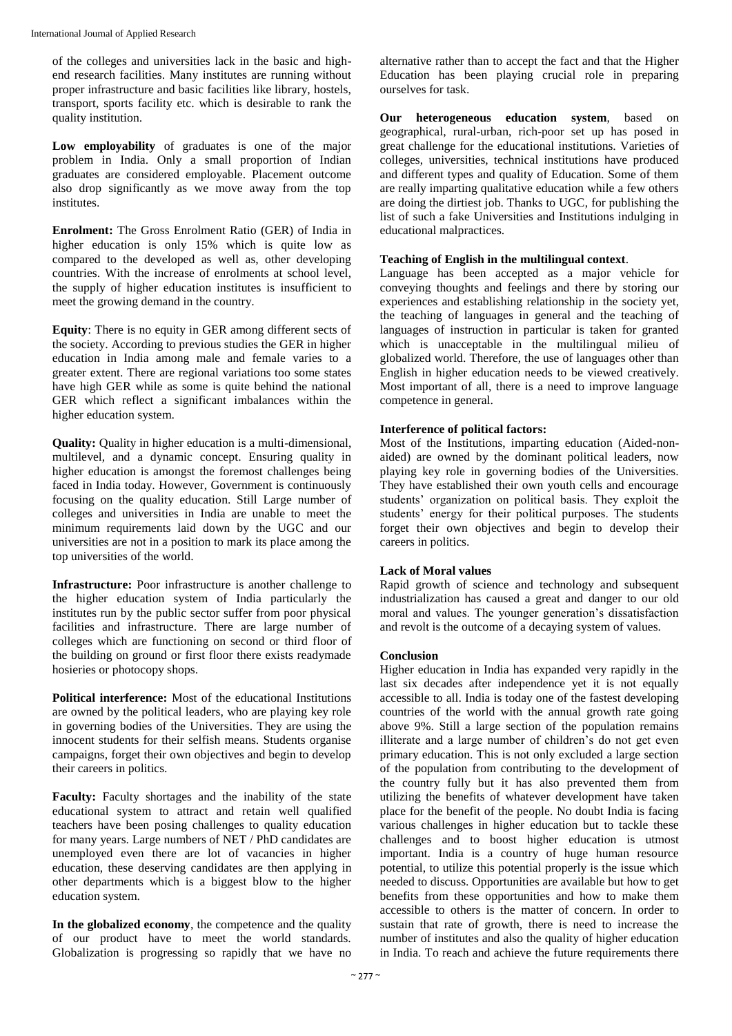of the colleges and universities lack in the basic and high-end research facilities. Many institutes are running without proper infrastructure and basic facilities like library, hostels, transport, sports facility etc. which is desirable to rank the quality institution.

**Low employability** of graduates is one of the major problem in India. Only a small proportion of Indian graduates are considered employable. Placement outcome also drop significantly as we move away from the top institutes.

**Enrolment:** The Gross Enrolment Ratio (GER) of India in higher education is only 15% which is quite low as compared to the developed as well as, other developing countries. With the increase of enrolments at school level, the supply of higher education institutes is insufficient to meet the growing demand in the country.

**Equity**: There is no equity in GER among different sects of the society. According to previous studies the GER in higher education in India among male and female varies to a greater extent. There are regional variations too some states have high GER while as some is quite behind the national GER which reflect a significant imbalances within the higher education system.

**Quality:** Quality in higher education is a multi-dimensional, multilevel, and a dynamic concept. Ensuring quality in higher education is amongst the foremost challenges being faced in India today. However, Government is continuously focusing on the quality education. Still Large number of colleges and universities in India are unable to meet the minimum requirements laid down by the UGC and our universities are not in a position to mark its place among the top universities of the world.

**Infrastructure:** Poor infrastructure is another challenge to the higher education system of India particularly the institutes run by the public sector suffer from poor physical facilities and infrastructure. There are large number of colleges which are functioning on second or third floor of the building on ground or first floor there exists readymade hosieries or photocopy shops.

**Political interference:** Most of the educational Institutions are owned by the political leaders, who are playing key role in governing bodies of the Universities. They are using the innocent students for their selfish means. Students organise campaigns, forget their own objectives and begin to develop their careers in politics.

**Faculty:** Faculty shortages and the inability of the state educational system to attract and retain well qualified teachers have been posing challenges to quality education for many years. Large numbers of NET / PhD candidates are unemployed even there are lot of vacancies in higher education, these deserving candidates are then applying in other departments which is a biggest blow to the higher education system.

**In the globalized economy**, the competence and the quality of our product have to meet the world standards. Globalization is progressing so rapidly that we have no alternative rather than to accept the fact and that the Higher Education has been playing crucial role in preparing ourselves for task.

**Our heterogeneous education system**, based on geographical, rural-urban, rich-poor set up has posed in great challenge for the educational institutions. Varieties of colleges, universities, technical institutions have produced and different types and quality of Education. Some of them are really imparting qualitative education while a few others are doing the dirtiest job. Thanks to UGC, for publishing the list of such a fake Universities and Institutions indulging in educational malpractices.

**Teaching of English in the multilingual context**.
Language has been accepted as a major vehicle for conveying thoughts and feelings and there by storing our experiences and establishing relationship in the society yet, the teaching of languages in general and the teaching of languages of instruction in particular is taken for granted which is unacceptable in the multilingual milieu of globalized world. Therefore, the use of languages other than English in higher education needs to be viewed creatively. Most important of all, there is a need to improve language competence in general.

**Interference of political factors:**
Most of the Institutions, imparting education (Aided-non-aided) are owned by the dominant political leaders, now playing key role in governing bodies of the Universities. They have established their own youth cells and encourage students' organization on political basis. They exploit the students' energy for their political purposes. The students forget their own objectives and begin to develop their careers in politics.

**Lack of Moral values**
Rapid growth of science and technology and subsequent industrialization has caused a great and danger to our old moral and values. The younger generation's dissatisfaction and revolt is the outcome of a decaying system of values.

**Conclusion**
Higher education in India has expanded very rapidly in the last six decades after independence yet it is not equally accessible to all. India is today one of the fastest developing countries of the world with the annual growth rate going above 9%. Still a large section of the population remains illiterate and a large number of children's do not get even primary education. This is not only excluded a large section of the population from contributing to the development of the country fully but it has also prevented them from utilizing the benefits of whatever development have taken place for the benefit of the people. No doubt India is facing various challenges in higher education but to tackle these challenges and to boost higher education is utmost important. India is a country of huge human resource potential, to utilize this potential properly is the issue which needed to discuss. Opportunities are available but how to get benefits from these opportunities and how to make them accessible to others is the matter of concern. In order to sustain that rate of growth, there is need to increase the number of institutes and also the quality of higher education in India. To reach and achieve the future requirements there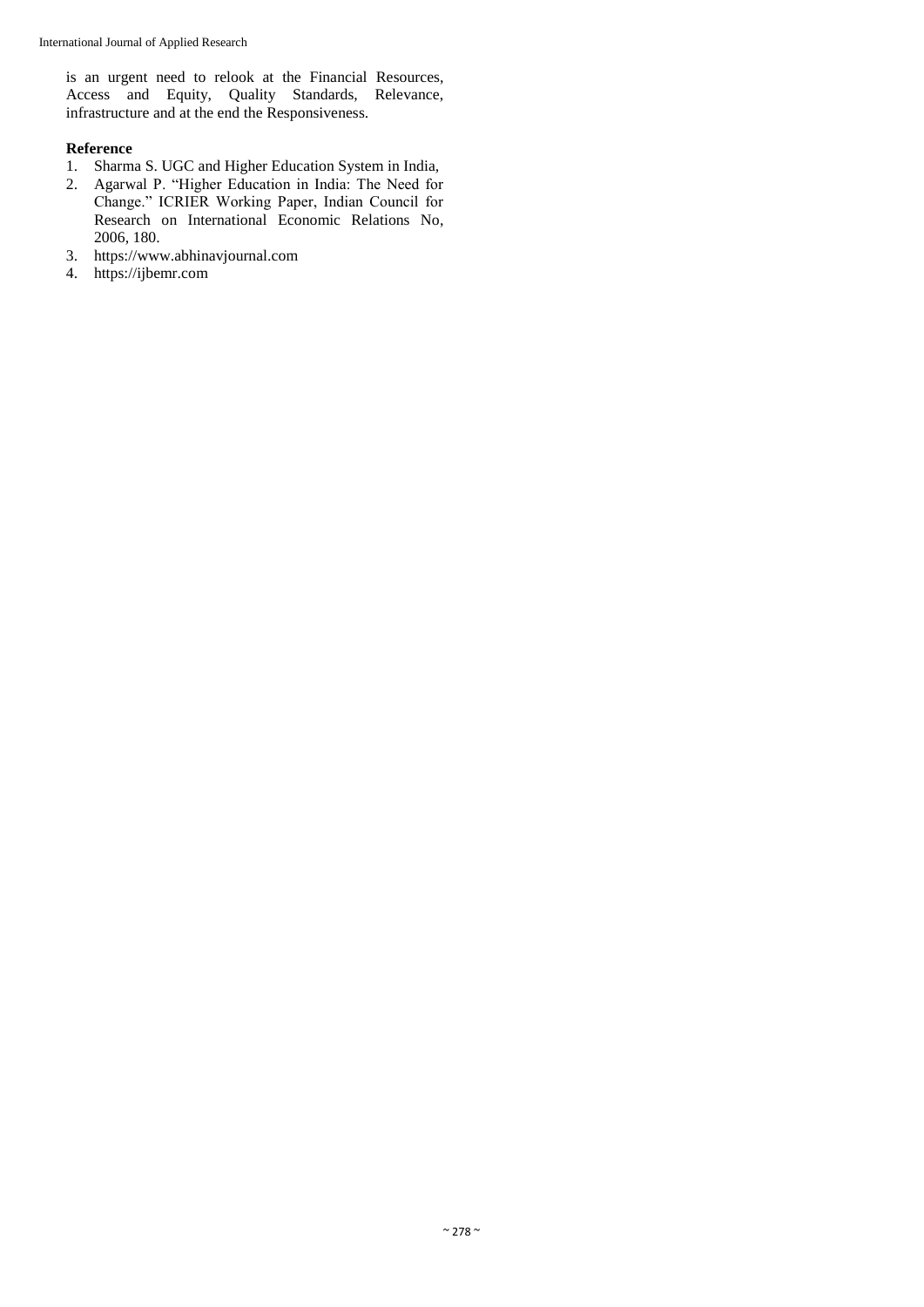is an urgent need to relook at the Financial Resources, Access and Equity, Quality Standards, Relevance, infrastructure and at the end the Responsiveness.

**Reference**

1. Sharma S. UGC and Higher Education System in India,
2. Agarwal P. "Higher Education in India: The Need for Change." ICRIER Working Paper, Indian Council for Research on International Economic Relations No, 2006, 180.
3. https://www.abhinavjournal.com
4. https://ijbemr.com